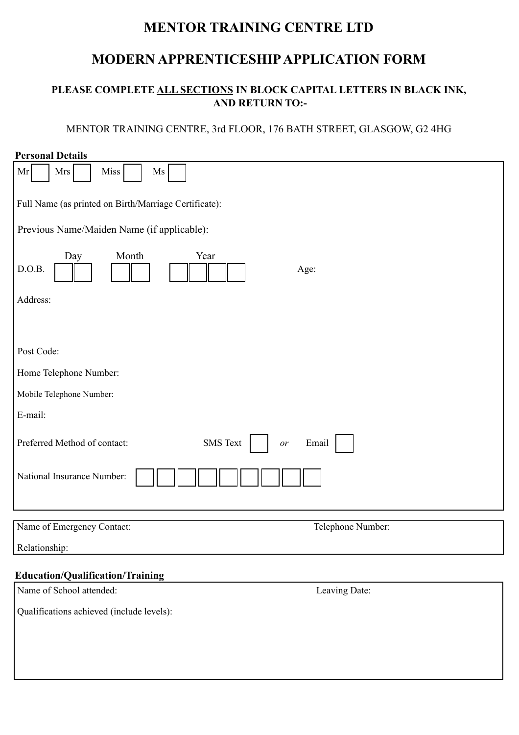# MENTOR TRAINING CENTRE LTD

# MODERN APPRENTICESHIP APPLICATION FORM

**PLEASE COMPLETE ALL SECTIONS IN BLOCK CAPITAL LETTERS IN BLACK INK, AND RETURN TO:-**

MENTOR TRAINING CENTRE, 3rd FLOOR, 176 BATH STREET, GLASGOW, G2 4HG

**Personal Details**

Mr ☐ Mrs ☐ Miss ☐ Ms ☐

Full Name (as printed on Birth/Marriage Certificate):

Previous Name/Maiden Name (if applicable):

D.O.B. Day ☐☐ Month ☐☐ Year ☐☐☐☐ Age:

Address:

Post Code:

Home Telephone Number:

Mobile Telephone Number:

E-mail:

Preferred Method of contact: SMS Text ☐ *or* Email ☐

National Insurance Number: ☐☐☐☐☐☐☐☐☐

Name of Emergency Contact: Telephone Number:

Relationship:

**Education/Qualification/Training**

Name of School attended: Leaving Date:

Qualifications achieved (include levels):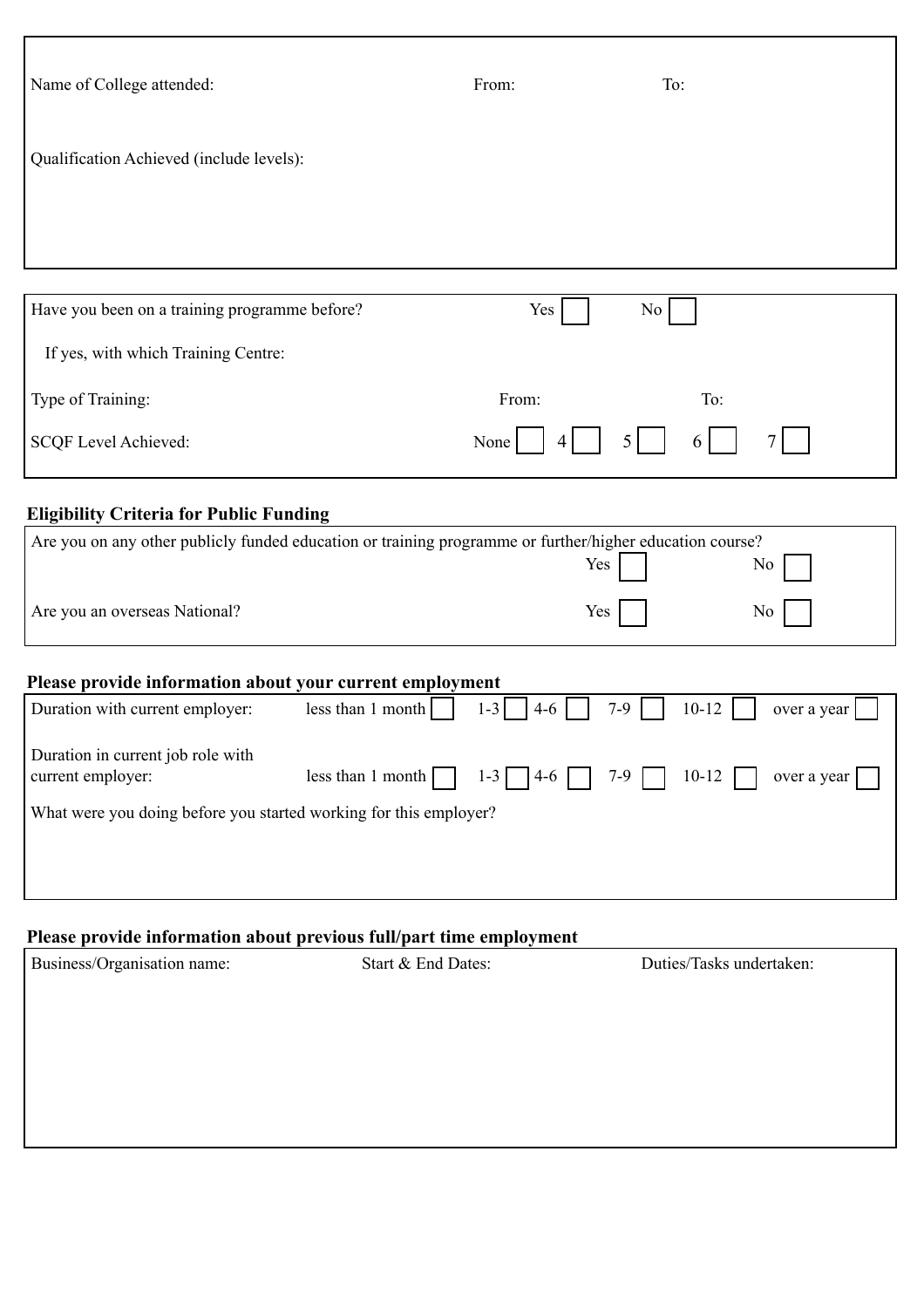Name of College attended: From: To:

Qualification Achieved (include levels):

Have you been on a training programme before? Yes ☐ No ☐

If yes, with which Training Centre:

Type of Training: From: To:

SCQF Level Achieved: None ☐ 4 ☐ 5 ☐ 6 ☐ 7 ☐

**Eligibility Criteria for Public Funding**

Are you on any other publicly funded education or training programme or further/higher education course? Yes ☐ No ☐

Are you an overseas National? Yes ☐ No ☐

**Please provide information about your current employment**

Duration with current employer: less than 1 month ☐ 1-3 ☐ 4-6 ☐ 7-9 ☐ 10-12 ☐ over a year ☐

Duration in current job role with current employer: less than 1 month ☐ 1-3 ☐ 4-6 ☐ 7-9 ☐ 10-12 ☐ over a year ☐

What were you doing before you started working for this employer?

**Please provide information about previous full/part time employment**

| Business/Organisation name: | Start & End Dates: | Duties/Tasks undertaken: |
| --- | --- | --- |
| | | |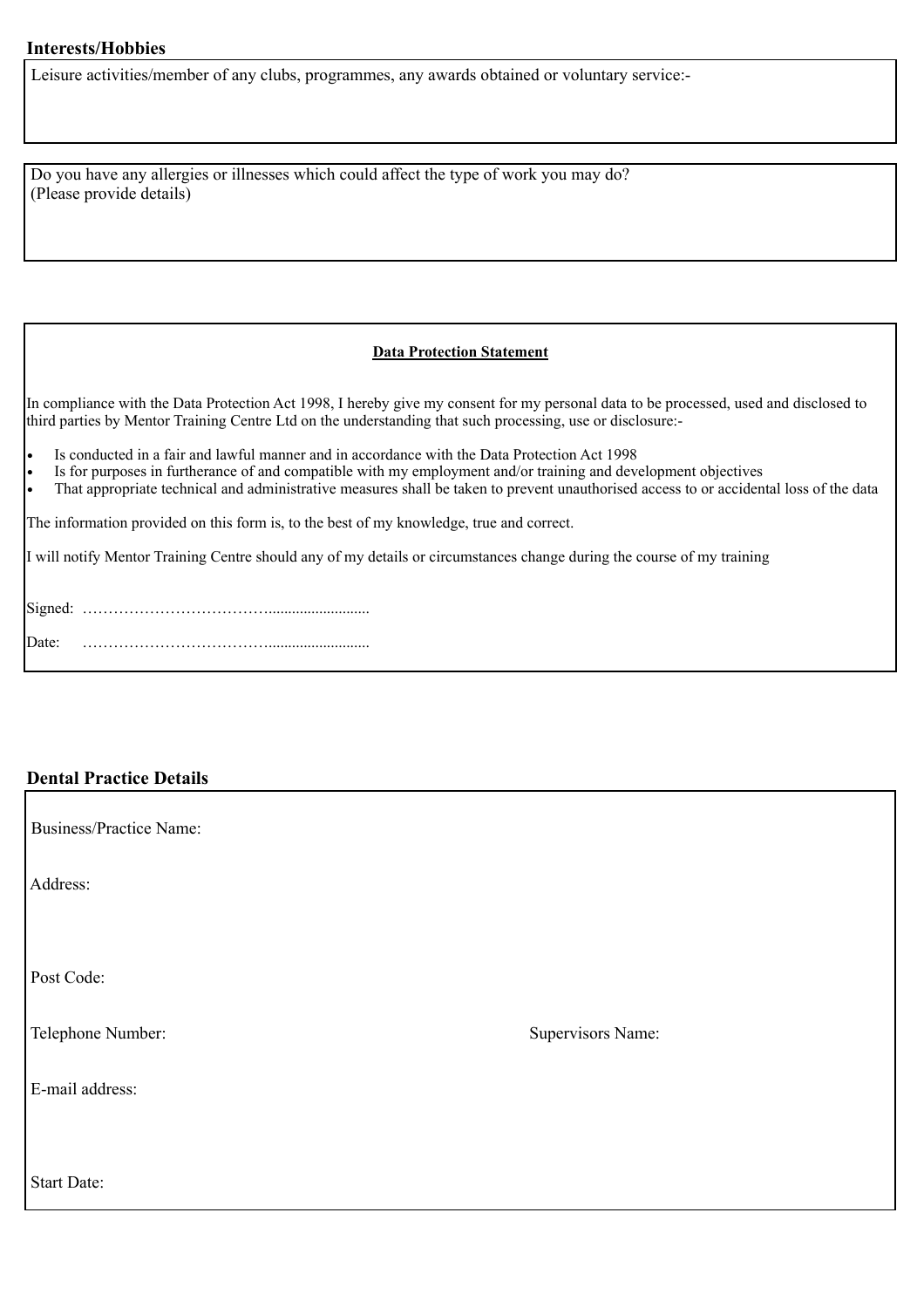## Interests/Hobbies

Leisure activities/member of any clubs, programmes, any awards obtained or voluntary service:-

Do you have any allergies or illnesses which could affect the type of work you may do?
(Please provide details)

**Data Protection Statement**

In compliance with the Data Protection Act 1998, I hereby give my consent for my personal data to be processed, used and disclosed to third parties by Mentor Training Centre Ltd on the understanding that such processing, use or disclosure:-

- Is conducted in a fair and lawful manner and in accordance with the Data Protection Act 1998
- Is for purposes in furtherance of and compatible with my employment and/or training and development objectives
- That appropriate technical and administrative measures shall be taken to prevent unauthorised access to or accidental loss of the data

The information provided on this form is, to the best of my knowledge, true and correct.

I will notify Mentor Training Centre should any of my details or circumstances change during the course of my training

Signed: ……………………………….........................

Date: ……………………………….........................

## Dental Practice Details

Business/Practice Name:

Address:

Post Code:

Telephone Number:

Supervisors Name:

E-mail address:

Start Date: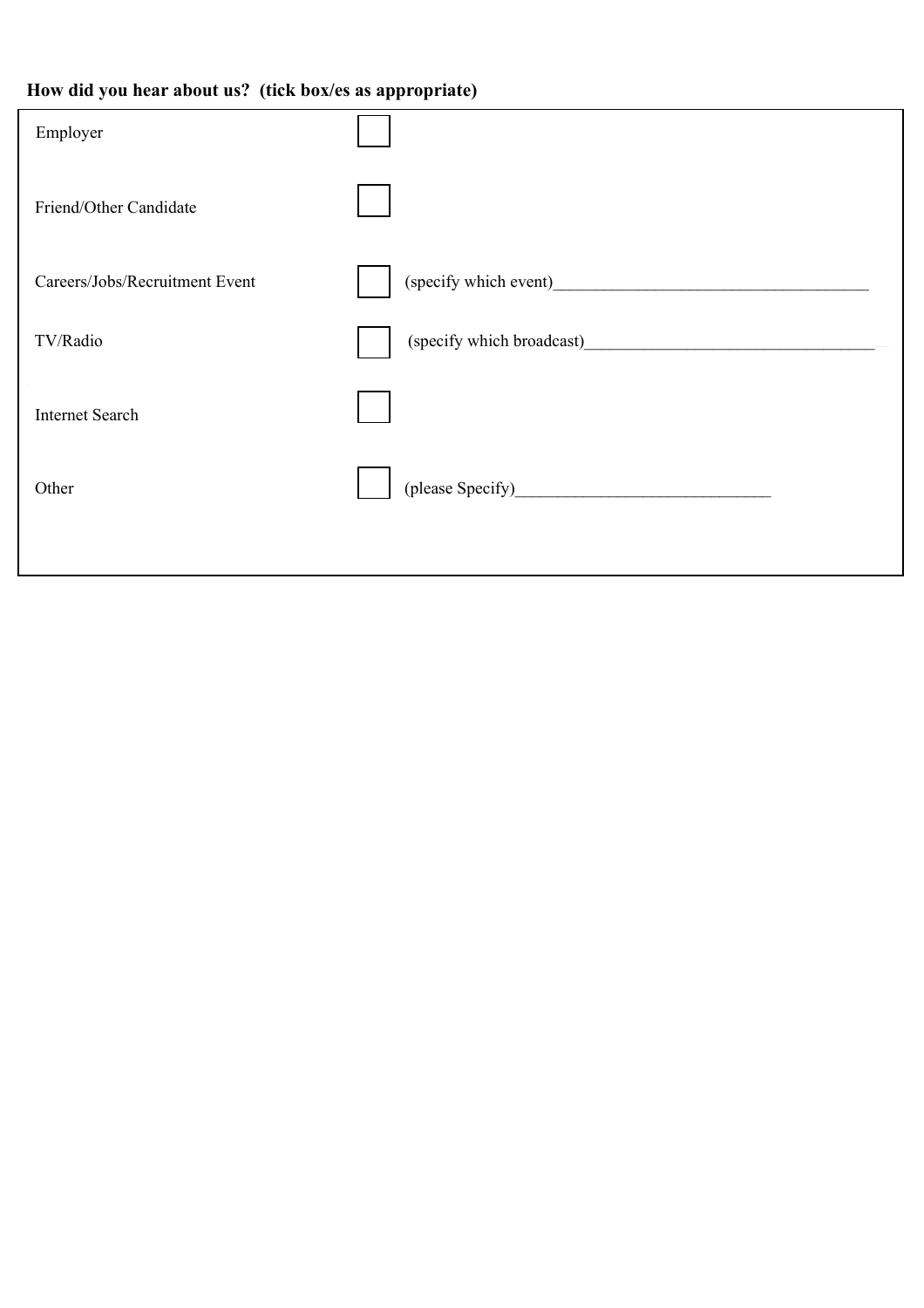**How did you hear about us? (tick box/es as appropriate)**

| | | |
|---|---|---|
| Employer | ☐ | |
| Friend/Other Candidate | ☐ | |
| Careers/Jobs/Recruitment Event | ☐ | (specify which event)____________________________________ |
| TV/Radio | ☐ | (specify which broadcast)_________________________________ |
| Internet Search | ☐ | |
| Other | ☐ | (please Specify)_____________________________ |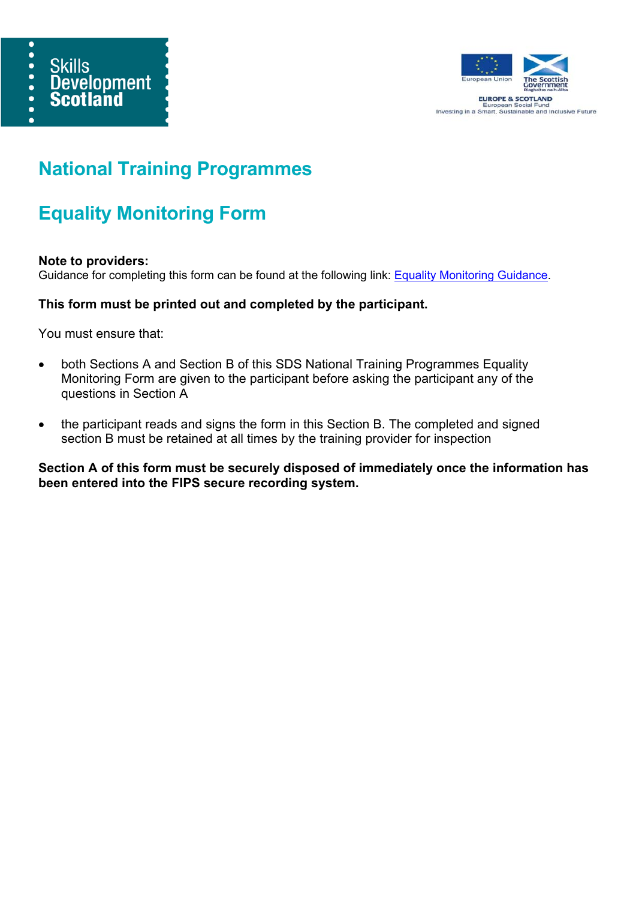# National Training Programmes

# Equality Monitoring Form

**Note to providers:**
Guidance for completing this form can be found at the following link: [Equality Monitoring Guidance](Equality Monitoring Guidance).

**This form must be printed out and completed by the participant.**

You must ensure that:

- both Sections A and Section B of this SDS National Training Programmes Equality Monitoring Form are given to the participant before asking the participant any of the questions in Section A
- the participant reads and signs the form in this Section B. The completed and signed section B must be retained at all times by the training provider for inspection

**Section A of this form must be securely disposed of immediately once the information has been entered into the FIPS secure recording system.**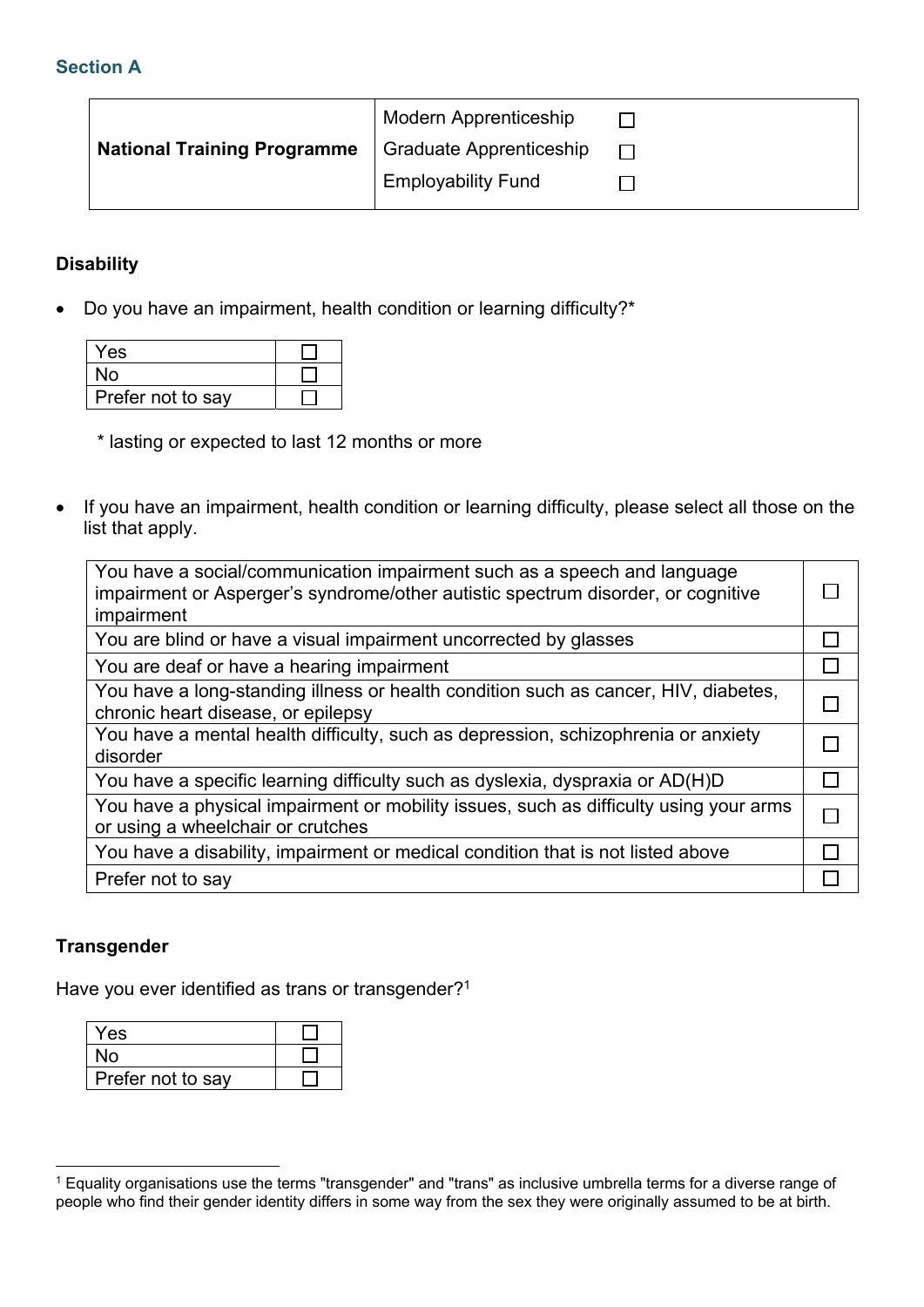## Section A

| National Training Programme | Modern Apprenticeship | ☐ |
|---|---|---|
| | Graduate Apprenticeship | ☐ |
| | Employability Fund | ☐ |

**Disability**

- Do you have an impairment, health condition or learning difficulty?*

| Yes | ☐ |
|---|---|
| No | ☐ |
| Prefer not to say | ☐ |

\* lasting or expected to last 12 months or more

- If you have an impairment, health condition or learning difficulty, please select all those on the list that apply.

| You have a social/communication impairment such as a speech and language impairment or Asperger's syndrome/other autistic spectrum disorder, or cognitive impairment | ☐ |
|---|---|
| You are blind or have a visual impairment uncorrected by glasses | ☐ |
| You are deaf or have a hearing impairment | ☐ |
| You have a long-standing illness or health condition such as cancer, HIV, diabetes, chronic heart disease, or epilepsy | ☐ |
| You have a mental health difficulty, such as depression, schizophrenia or anxiety disorder | ☐ |
| You have a specific learning difficulty such as dyslexia, dyspraxia or AD(H)D | ☐ |
| You have a physical impairment or mobility issues, such as difficulty using your arms or using a wheelchair or crutches | ☐ |
| You have a disability, impairment or medical condition that is not listed above | ☐ |
| Prefer not to say | ☐ |

**Transgender**

Have you ever identified as trans or transgender?[1]

| Yes | ☐ |
|---|---|
| No | ☐ |
| Prefer not to say | ☐ |

[1] Equality organisations use the terms "transgender" and "trans" as inclusive umbrella terms for a diverse range of people who find their gender identity differs in some way from the sex they were originally assumed to be at birth.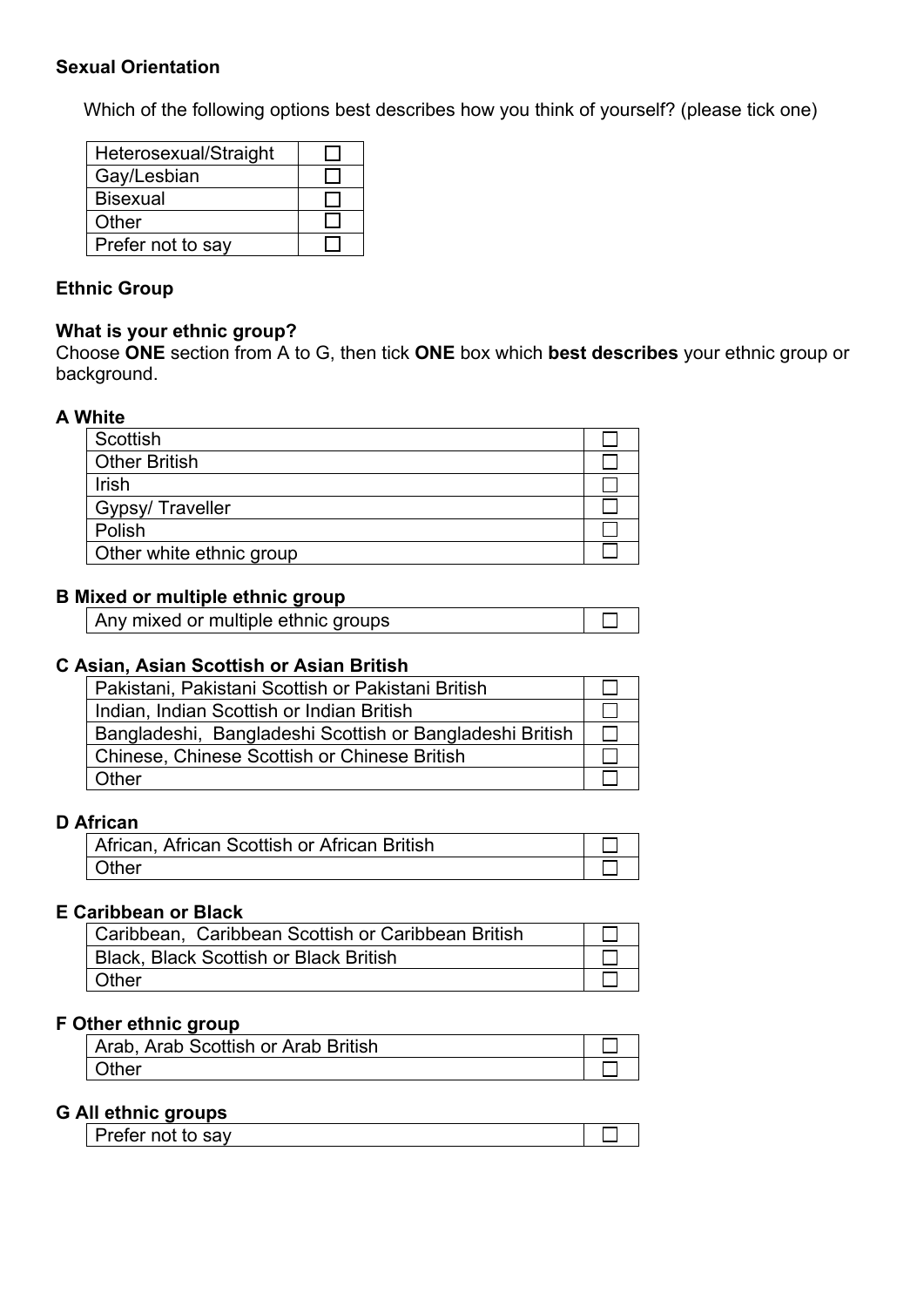**Sexual Orientation**

Which of the following options best describes how you think of yourself? (please tick one)

| | |
|---|---|
| Heterosexual/Straight | ☐ |
| Gay/Lesbian | ☐ |
| Bisexual | ☐ |
| Other | ☐ |
| Prefer not to say | ☐ |

**Ethnic Group**

**What is your ethnic group?**
Choose **ONE** section from A to G, then tick **ONE** box which **best describes** your ethnic group or background.

**A White**

| | |
|---|---|
| Scottish | ☐ |
| Other British | ☐ |
| Irish | ☐ |
| Gypsy/ Traveller | ☐ |
| Polish | ☐ |
| Other white ethnic group | ☐ |

**B Mixed or multiple ethnic group**

| | |
|---|---|
| Any mixed or multiple ethnic groups | ☐ |

**C Asian, Asian Scottish or Asian British**

| | |
|---|---|
| Pakistani, Pakistani Scottish or Pakistani British | ☐ |
| Indian, Indian Scottish or Indian British | ☐ |
| Bangladeshi, Bangladeshi Scottish or Bangladeshi British | ☐ |
| Chinese, Chinese Scottish or Chinese British | ☐ |
| Other | ☐ |

**D African**

| | |
|---|---|
| African, African Scottish or African British | ☐ |
| Other | ☐ |

**E Caribbean or Black**

| | |
|---|---|
| Caribbean, Caribbean Scottish or Caribbean British | ☐ |
| Black, Black Scottish or Black British | ☐ |
| Other | ☐ |

**F Other ethnic group**

| | |
|---|---|
| Arab, Arab Scottish or Arab British | ☐ |
| Other | ☐ |

**G All ethnic groups**

| | |
|---|---|
| Prefer not to say | ☐ |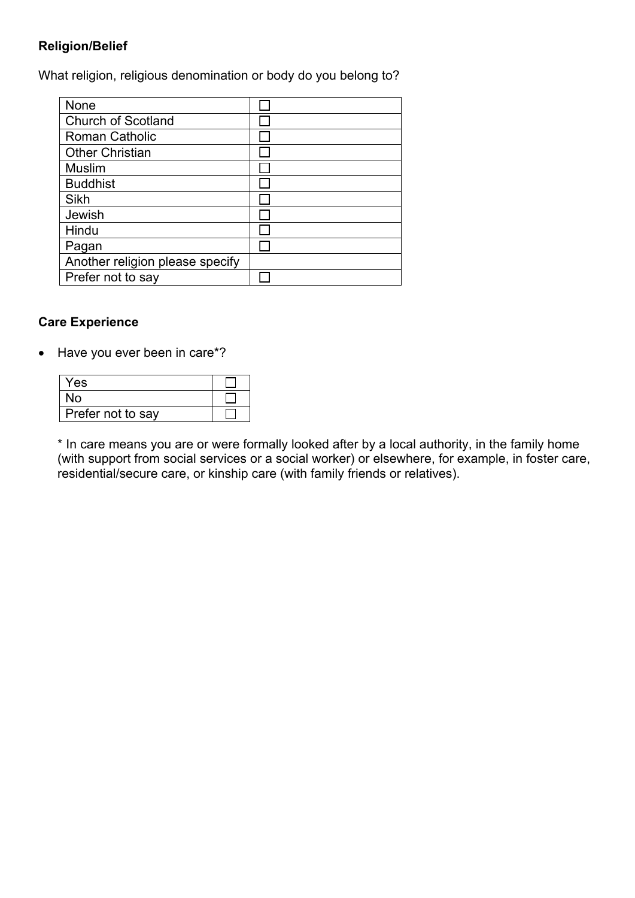**Religion/Belief**

What religion, religious denomination or body do you belong to?

| | |
|---|---|
| None | ☐ |
| Church of Scotland | ☐ |
| Roman Catholic | ☐ |
| Other Christian | ☐ |
| Muslim | ☐ |
| Buddhist | ☐ |
| Sikh | ☐ |
| Jewish | ☐ |
| Hindu | ☐ |
| Pagan | ☐ |
| Another religion please specify | |
| Prefer not to say | ☐ |

**Care Experience**

- Have you ever been in care*?

| | |
|---|---|
| Yes | ☐ |
| No | ☐ |
| Prefer not to say | ☐ |

* In care means you are or were formally looked after by a local authority, in the family home (with support from social services or a social worker) or elsewhere, for example, in foster care, residential/secure care, or kinship care (with family friends or relatives).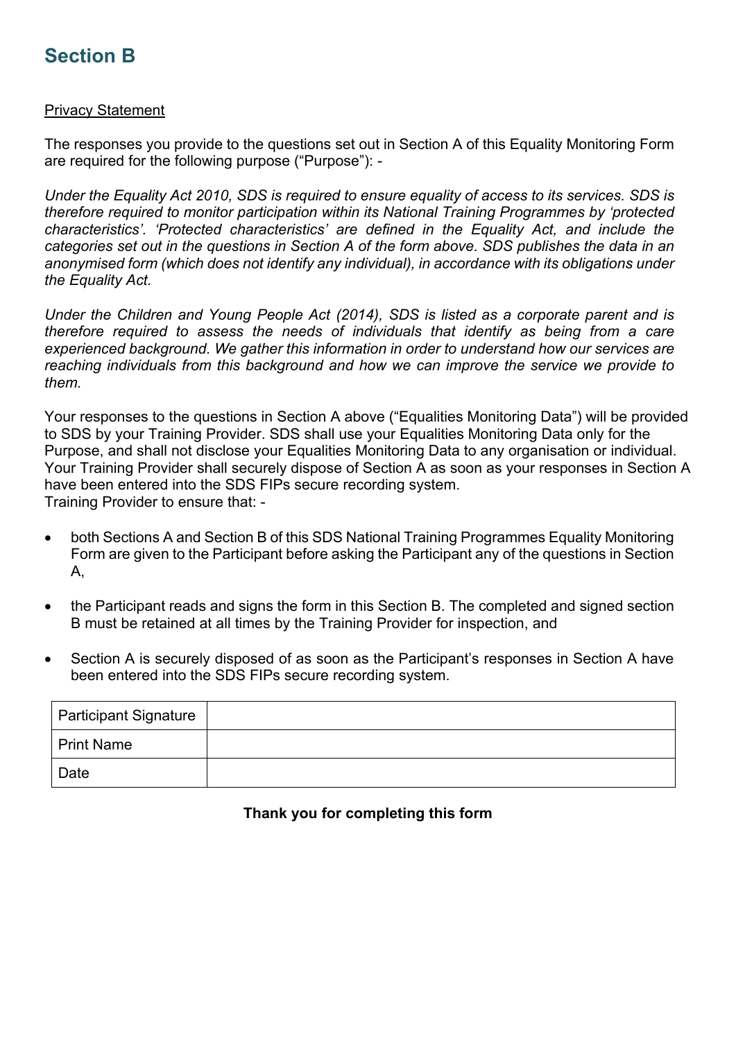# Section B

<u>Privacy Statement</u>

The responses you provide to the questions set out in Section A of this Equality Monitoring Form are required for the following purpose ("Purpose"): -

*Under the Equality Act 2010, SDS is required to ensure equality of access to its services. SDS is therefore required to monitor participation within its National Training Programmes by 'protected characteristics'. 'Protected characteristics' are defined in the Equality Act, and include the categories set out in the questions in Section A of the form above. SDS publishes the data in an anonymised form (which does not identify any individual), in accordance with its obligations under the Equality Act.*

*Under the Children and Young People Act (2014), SDS is listed as a corporate parent and is therefore required to assess the needs of individuals that identify as being from a care experienced background. We gather this information in order to understand how our services are reaching individuals from this background and how we can improve the service we provide to them.*

Your responses to the questions in Section A above ("Equalities Monitoring Data") will be provided to SDS by your Training Provider. SDS shall use your Equalities Monitoring Data only for the Purpose, and shall not disclose your Equalities Monitoring Data to any organisation or individual. Your Training Provider shall securely dispose of Section A as soon as your responses in Section A have been entered into the SDS FIPs secure recording system.
Training Provider to ensure that: -

- both Sections A and Section B of this SDS National Training Programmes Equality Monitoring Form are given to the Participant before asking the Participant any of the questions in Section A,
- the Participant reads and signs the form in this Section B. The completed and signed section B must be retained at all times by the Training Provider for inspection, and
- Section A is securely disposed of as soon as the Participant's responses in Section A have been entered into the SDS FIPs secure recording system.

| | |
|---|---|
| Participant Signature | |
| Print Name | |
| Date | |

**Thank you for completing this form**